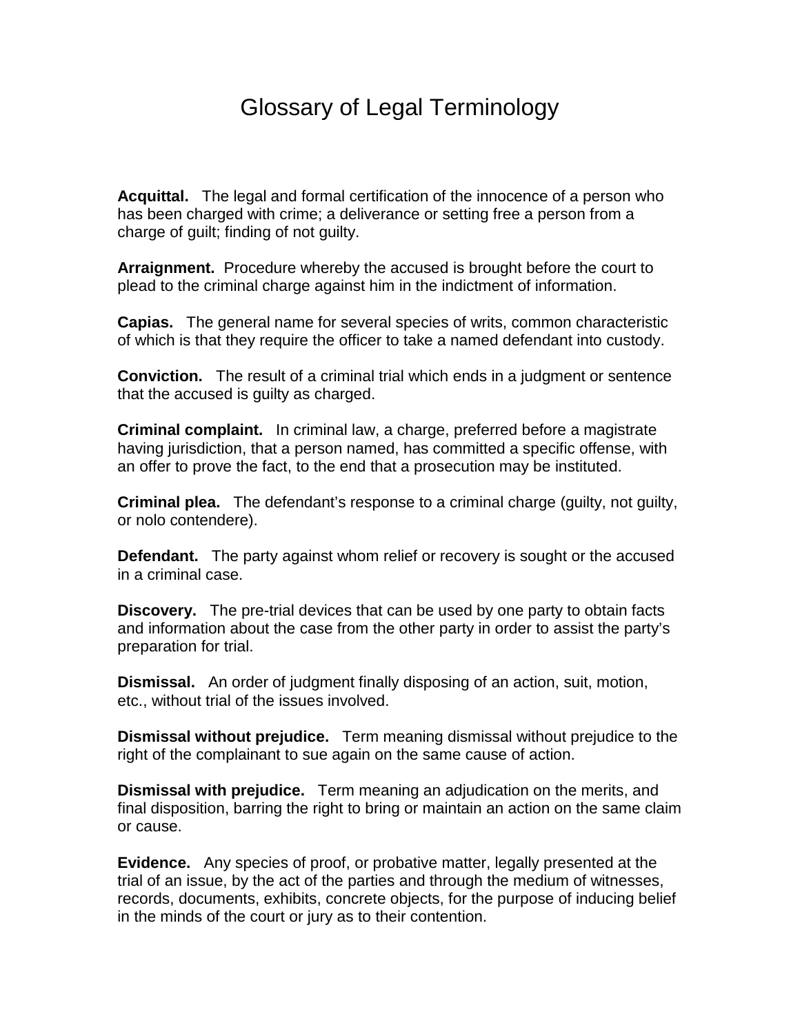# Glossary of Legal Terminology

**Acquittal.** The legal and formal certification of the innocence of a person who has been charged with crime; a deliverance or setting free a person from a charge of guilt; finding of not guilty.

**Arraignment.** Procedure whereby the accused is brought before the court to plead to the criminal charge against him in the indictment of information.

**Capias.** The general name for several species of writs, common characteristic of which is that they require the officer to take a named defendant into custody.

**Conviction.** The result of a criminal trial which ends in a judgment or sentence that the accused is guilty as charged.

**Criminal complaint.** In criminal law, a charge, preferred before a magistrate having jurisdiction, that a person named, has committed a specific offense, with an offer to prove the fact, to the end that a prosecution may be instituted.

**Criminal plea.** The defendant's response to a criminal charge (guilty, not guilty, or nolo contendere).

**Defendant.** The party against whom relief or recovery is sought or the accused in a criminal case.

**Discovery.** The pre-trial devices that can be used by one party to obtain facts and information about the case from the other party in order to assist the party's preparation for trial.

**Dismissal.** An order of judgment finally disposing of an action, suit, motion, etc., without trial of the issues involved.

**Dismissal without prejudice.** Term meaning dismissal without prejudice to the right of the complainant to sue again on the same cause of action.

**Dismissal with prejudice.** Term meaning an adjudication on the merits, and final disposition, barring the right to bring or maintain an action on the same claim or cause.

**Evidence.** Any species of proof, or probative matter, legally presented at the trial of an issue, by the act of the parties and through the medium of witnesses, records, documents, exhibits, concrete objects, for the purpose of inducing belief in the minds of the court or jury as to their contention.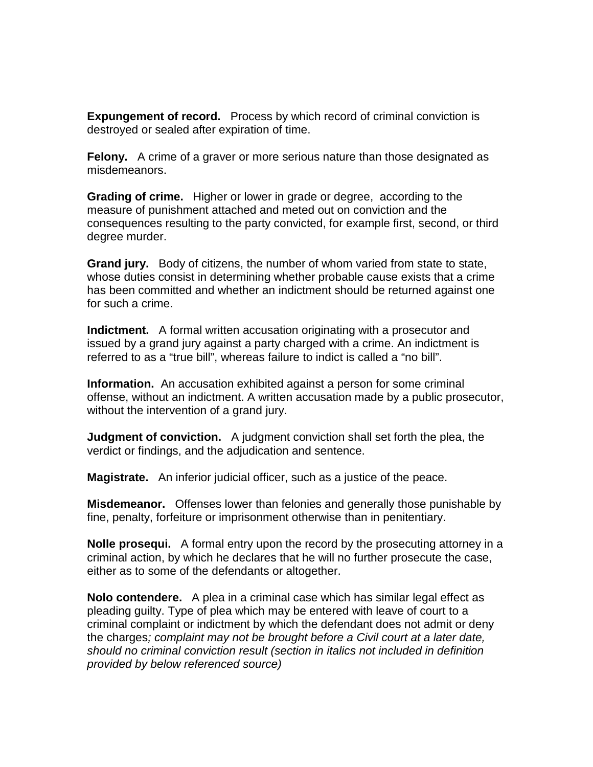**Expungement of record.** Process by which record of criminal conviction is destroyed or sealed after expiration of time.

**Felony.** A crime of a graver or more serious nature than those designated as misdemeanors.

**Grading of crime.** Higher or lower in grade or degree, according to the measure of punishment attached and meted out on conviction and the consequences resulting to the party convicted, for example first, second, or third degree murder.

**Grand jury.** Body of citizens, the number of whom varied from state to state, whose duties consist in determining whether probable cause exists that a crime has been committed and whether an indictment should be returned against one for such a crime.

**Indictment.** A formal written accusation originating with a prosecutor and issued by a grand jury against a party charged with a crime. An indictment is referred to as a "true bill", whereas failure to indict is called a "no bill".

**Information.** An accusation exhibited against a person for some criminal offense, without an indictment. A written accusation made by a public prosecutor, without the intervention of a grand jury.

**Judgment of conviction.** A judgment conviction shall set forth the plea, the verdict or findings, and the adjudication and sentence.

**Magistrate.** An inferior judicial officer, such as a justice of the peace.

**Misdemeanor.** Offenses lower than felonies and generally those punishable by fine, penalty, forfeiture or imprisonment otherwise than in penitentiary.

**Nolle prosequi.** A formal entry upon the record by the prosecuting attorney in a criminal action, by which he declares that he will no further prosecute the case, either as to some of the defendants or altogether.

**Nolo contendere.** A plea in a criminal case which has similar legal effect as pleading guilty. Type of plea which may be entered with leave of court to a criminal complaint or indictment by which the defendant does not admit or deny the charges*; complaint may not be brought before a Civil court at a later date, should no criminal conviction result (section in italics not included in definition provided by below referenced source)*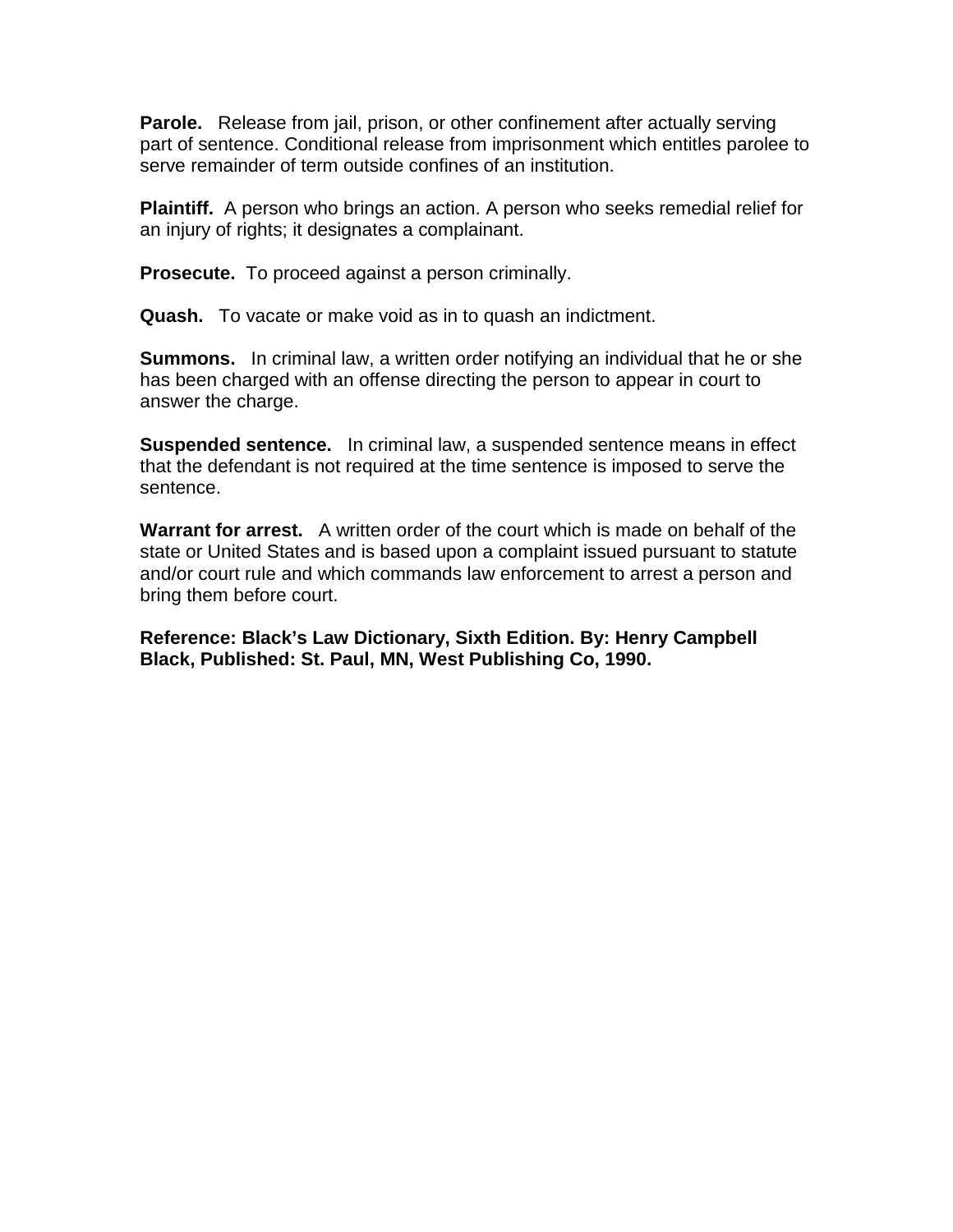**Parole.** Release from jail, prison, or other confinement after actually serving part of sentence. Conditional release from imprisonment which entitles parolee to serve remainder of term outside confines of an institution.

**Plaintiff.** A person who brings an action. A person who seeks remedial relief for an injury of rights; it designates a complainant.

**Prosecute.** To proceed against a person criminally.

**Quash.** To vacate or make void as in to quash an indictment.

**Summons.** In criminal law, a written order notifying an individual that he or she has been charged with an offense directing the person to appear in court to answer the charge.

**Suspended sentence.** In criminal law, a suspended sentence means in effect that the defendant is not required at the time sentence is imposed to serve the sentence.

**Warrant for arrest.** A written order of the court which is made on behalf of the state or United States and is based upon a complaint issued pursuant to statute and/or court rule and which commands law enforcement to arrest a person and bring them before court.

**Reference: Black's Law Dictionary, Sixth Edition. By: Henry Campbell Black, Published: St. Paul, MN, West Publishing Co, 1990.**